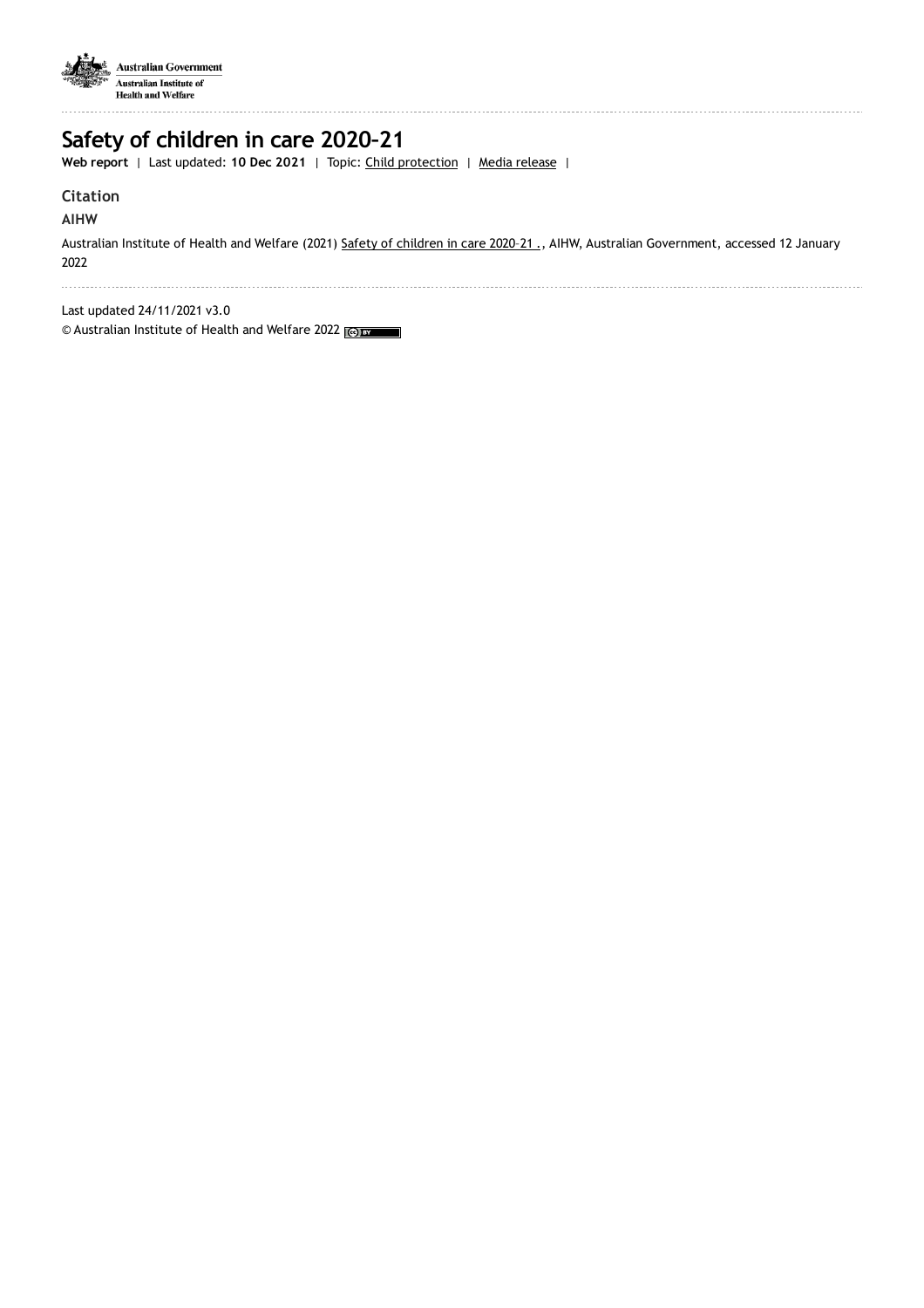Australian Government
Australian Institute of Health and Welfare

# Safety of children in care 2020–21

**Web report** | Last updated: **10 Dec 2021** | Topic: Child protection | Media release |

## Citation

**AIHW**

Australian Institute of Health and Welfare (2021) Safety of children in care 2020–21 ., AIHW, Australian Government, accessed 12 January 2022

Last updated 24/11/2021 v3.0

© Australian Institute of Health and Welfare 2022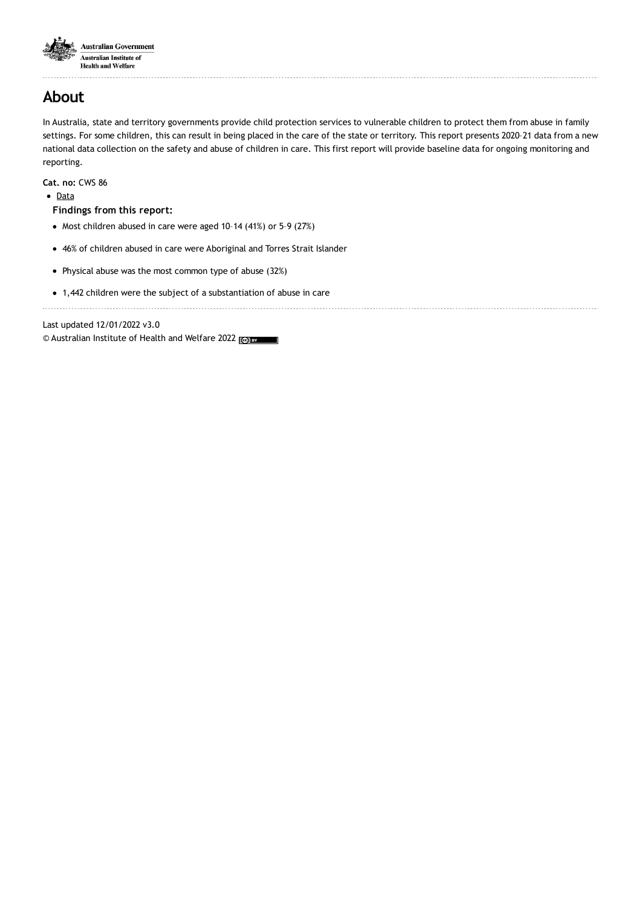# About

In Australia, state and territory governments provide child protection services to vulnerable children to protect them from abuse in family settings. For some children, this can result in being placed in the care of the state or territory. This report presents 2020–21 data from a new national data collection on the safety and abuse of children in care. This first report will provide baseline data for ongoing monitoring and reporting.

**Cat. no:** CWS 86

- Data

**Findings from this report:**

- Most children abused in care were aged 10–14 (41%) or 5–9 (27%)
- 46% of children abused in care were Aboriginal and Torres Strait Islander
- Physical abuse was the most common type of abuse (32%)
- 1,442 children were the subject of a substantiation of abuse in care

Last updated 12/01/2022 v3.0

© Australian Institute of Health and Welfare 2022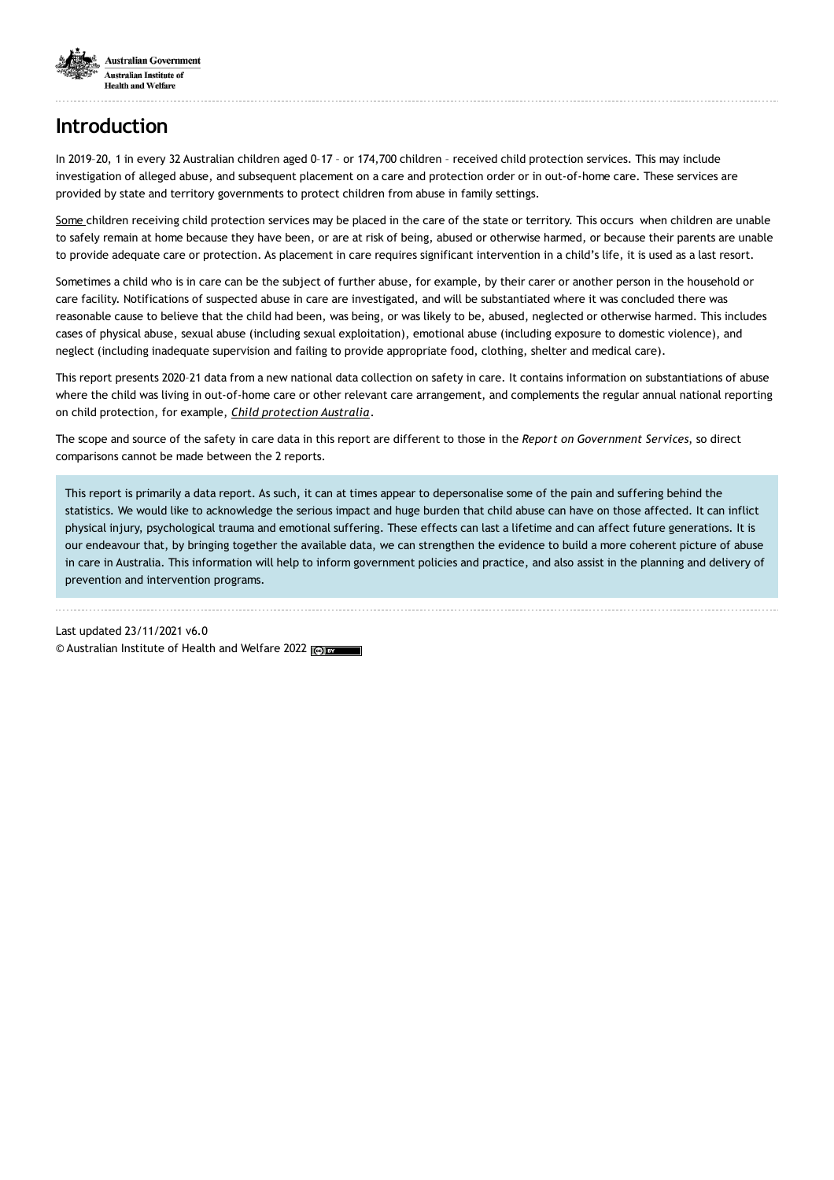# Introduction

In 2019–20, 1 in every 32 Australian children aged 0–17 – or 174,700 children – received child protection services. This may include investigation of alleged abuse, and subsequent placement on a care and protection order or in out-of-home care. These services are provided by state and territory governments to protect children from abuse in family settings.

Some children receiving child protection services may be placed in the care of the state or territory. This occurs when children are unable to safely remain at home because they have been, or are at risk of being, abused or otherwise harmed, or because their parents are unable to provide adequate care or protection. As placement in care requires significant intervention in a child's life, it is used as a last resort.

Sometimes a child who is in care can be the subject of further abuse, for example, by their carer or another person in the household or care facility. Notifications of suspected abuse in care are investigated, and will be substantiated where it was concluded there was reasonable cause to believe that the child had been, was being, or was likely to be, abused, neglected or otherwise harmed. This includes cases of physical abuse, sexual abuse (including sexual exploitation), emotional abuse (including exposure to domestic violence), and neglect (including inadequate supervision and failing to provide appropriate food, clothing, shelter and medical care).

This report presents 2020–21 data from a new national data collection on safety in care. It contains information on substantiations of abuse where the child was living in out-of-home care or other relevant care arrangement, and complements the regular annual national reporting on child protection, for example, *Child protection Australia*.

The scope and source of the safety in care data in this report are different to those in the *Report on Government Services*, so direct comparisons cannot be made between the 2 reports.

This report is primarily a data report. As such, it can at times appear to depersonalise some of the pain and suffering behind the statistics. We would like to acknowledge the serious impact and huge burden that child abuse can have on those affected. It can inflict physical injury, psychological trauma and emotional suffering. These effects can last a lifetime and can affect future generations. It is our endeavour that, by bringing together the available data, we can strengthen the evidence to build a more coherent picture of abuse in care in Australia. This information will help to inform government policies and practice, and also assist in the planning and delivery of prevention and intervention programs.

Last updated 23/11/2021 v6.0

© Australian Institute of Health and Welfare 2022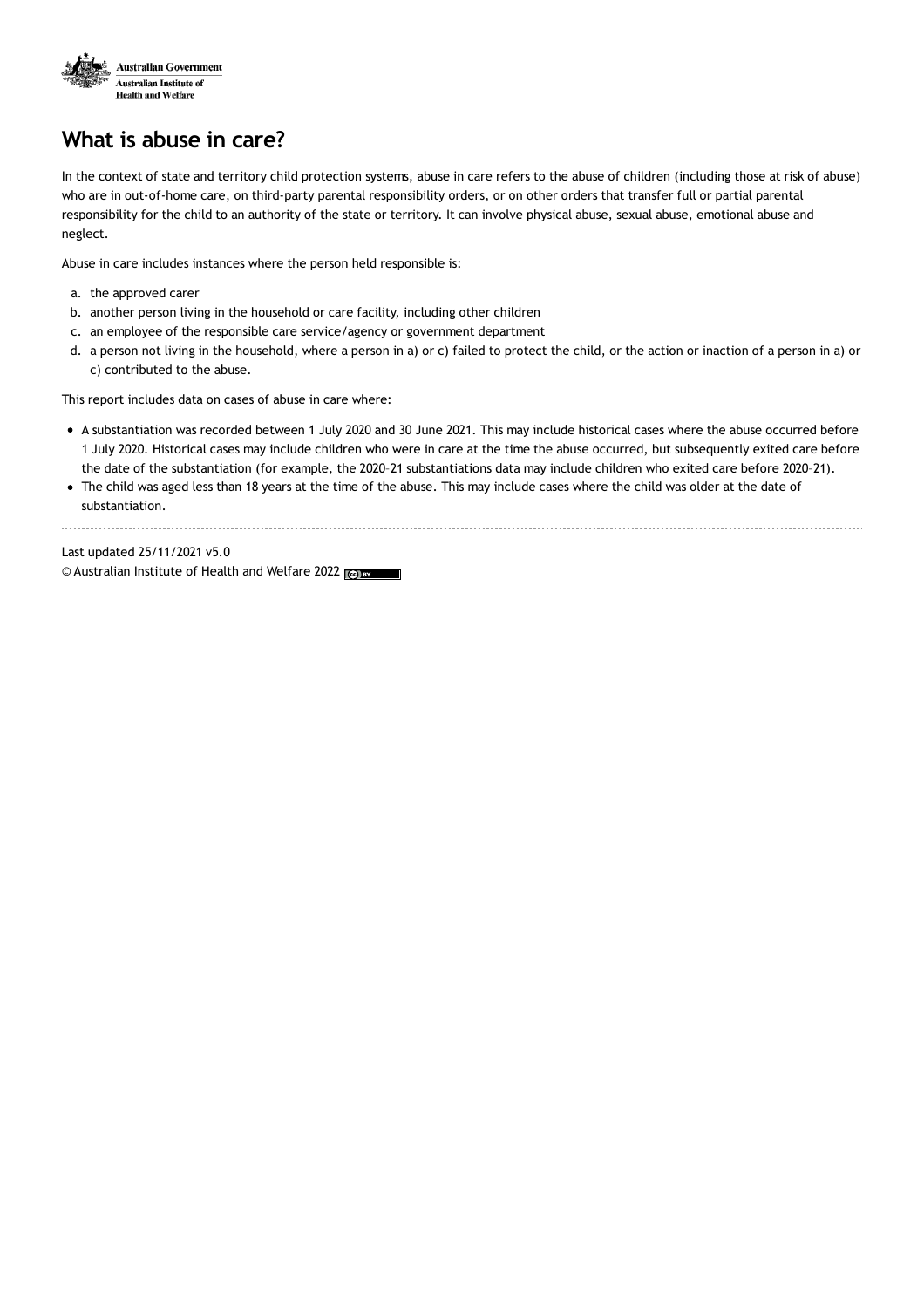# What is abuse in care?

In the context of state and territory child protection systems, abuse in care refers to the abuse of children (including those at risk of abuse) who are in out-of-home care, on third-party parental responsibility orders, or on other orders that transfer full or partial parental responsibility for the child to an authority of the state or territory. It can involve physical abuse, sexual abuse, emotional abuse and neglect.

Abuse in care includes instances where the person held responsible is:

a. the approved carer
b. another person living in the household or care facility, including other children
c. an employee of the responsible care service/agency or government department
d. a person not living in the household, where a person in a) or c) failed to protect the child, or the action or inaction of a person in a) or c) contributed to the abuse.

This report includes data on cases of abuse in care where:

- A substantiation was recorded between 1 July 2020 and 30 June 2021. This may include historical cases where the abuse occurred before 1 July 2020. Historical cases may include children who were in care at the time the abuse occurred, but subsequently exited care before the date of the substantiation (for example, the 2020–21 substantiations data may include children who exited care before 2020–21).
- The child was aged less than 18 years at the time of the abuse. This may include cases where the child was older at the date of substantiation.

Last updated 25/11/2021 v5.0

© Australian Institute of Health and Welfare 2022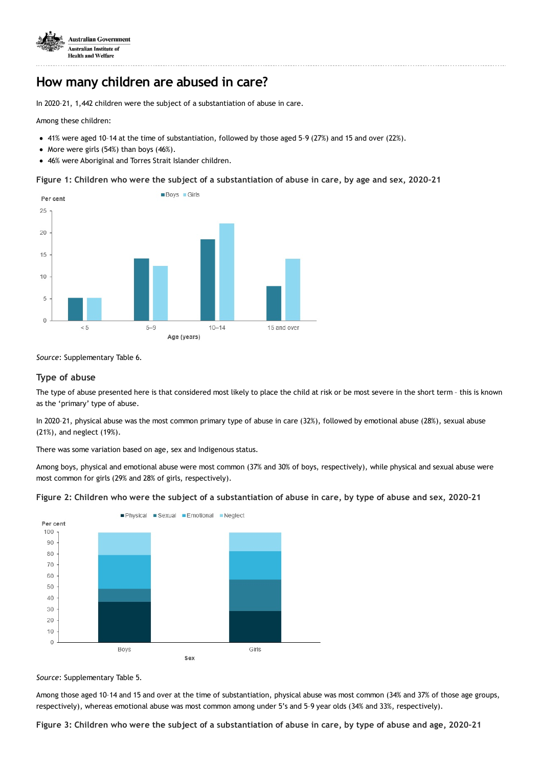## How many children are abused in care?

In 2020–21, 1,442 children were the subject of a substantiation of abuse in care.

Among these children:

- 41% were aged 10–14 at the time of substantiation, followed by those aged 5–9 (27%) and 15 and over (22%).
- More were girls (54%) than boys (46%).
- 46% were Aboriginal and Torres Strait Islander children.

**Figure 1: Children who were the subject of a substantiation of abuse in care, by age and sex, 2020–21**

*Source*: Supplementary Table 6.

### Type of abuse

The type of abuse presented here is that considered most likely to place the child at risk or be most severe in the short term – this is known as the 'primary' type of abuse.

In 2020–21, physical abuse was the most common primary type of abuse in care (32%), followed by emotional abuse (28%), sexual abuse (21%), and neglect (19%).

There was some variation based on age, sex and Indigenous status.

Among boys, physical and emotional abuse were most common (37% and 30% of boys, respectively), while physical and sexual abuse were most common for girls (29% and 28% of girls, respectively).

**Figure 2: Children who were the subject of a substantiation of abuse in care, by type of abuse and sex, 2020–21**

*Source*: Supplementary Table 5.

Among those aged 10–14 and 15 and over at the time of substantiation, physical abuse was most common (34% and 37% of those age groups, respectively), whereas emotional abuse was most common among under 5's and 5–9 year olds (34% and 33%, respectively).

**Figure 3: Children who were the subject of a substantiation of abuse in care, by type of abuse and age, 2020–21**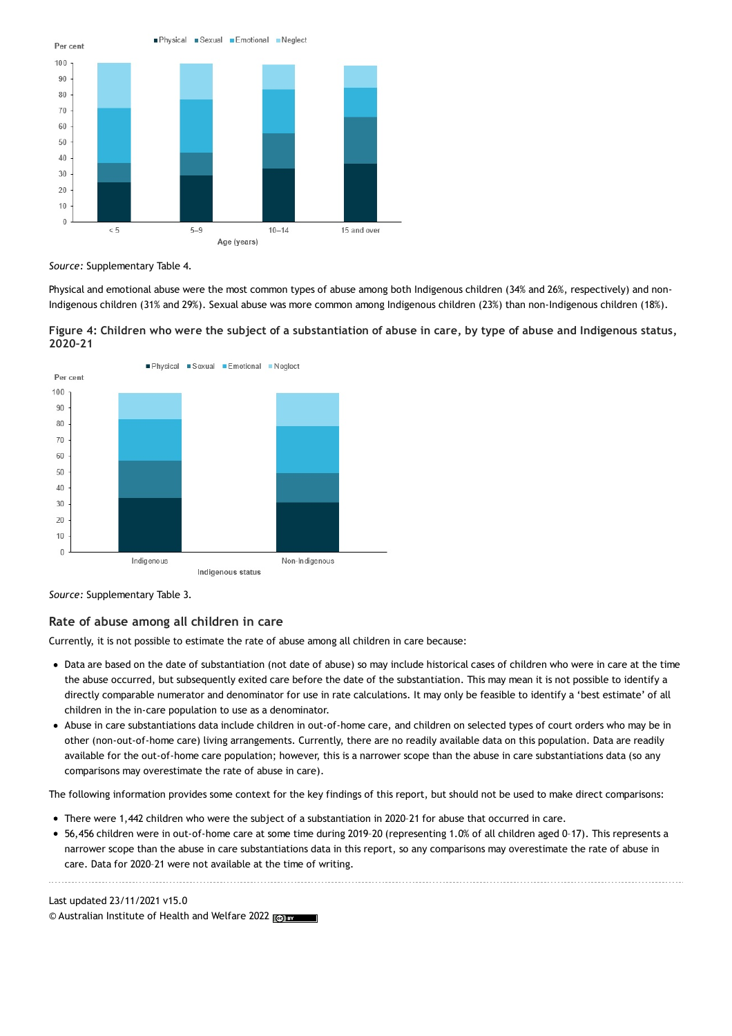Source: Supplementary Table 4.

Physical and emotional abuse were the most common types of abuse among both Indigenous children (34% and 26%, respectively) and non-Indigenous children (31% and 29%). Sexual abuse was more common among Indigenous children (23%) than non-Indigenous children (18%).

**Figure 4: Children who were the subject of a substantiation of abuse in care, by type of abuse and Indigenous status, 2020-21**

Source: Supplementary Table 3.

### Rate of abuse among all children in care

Currently, it is not possible to estimate the rate of abuse among all children in care because:

- Data are based on the date of substantiation (not date of abuse) so may include historical cases of children who were in care at the time the abuse occurred, but subsequently exited care before the date of the substantiation. This may mean it is not possible to identify a directly comparable numerator and denominator for use in rate calculations. It may only be feasible to identify a 'best estimate' of all children in the in-care population to use as a denominator.
- Abuse in care substantiations data include children in out-of-home care, and children on selected types of court orders who may be in other (non-out-of-home care) living arrangements. Currently, there are no readily available data on this population. Data are readily available for the out-of-home care population; however, this is a narrower scope than the abuse in care substantiations data (so any comparisons may overestimate the rate of abuse in care).

The following information provides some context for the key findings of this report, but should not be used to make direct comparisons:

- There were 1,442 children who were the subject of a substantiation in 2020–21 for abuse that occurred in care.
- 56,456 children were in out-of-home care at some time during 2019–20 (representing 1.0% of all children aged 0–17). This represents a narrower scope than the abuse in care substantiations data in this report, so any comparisons may overestimate the rate of abuse in care. Data for 2020–21 were not available at the time of writing.

Last updated 23/11/2021 v15.0

© Australian Institute of Health and Welfare 2022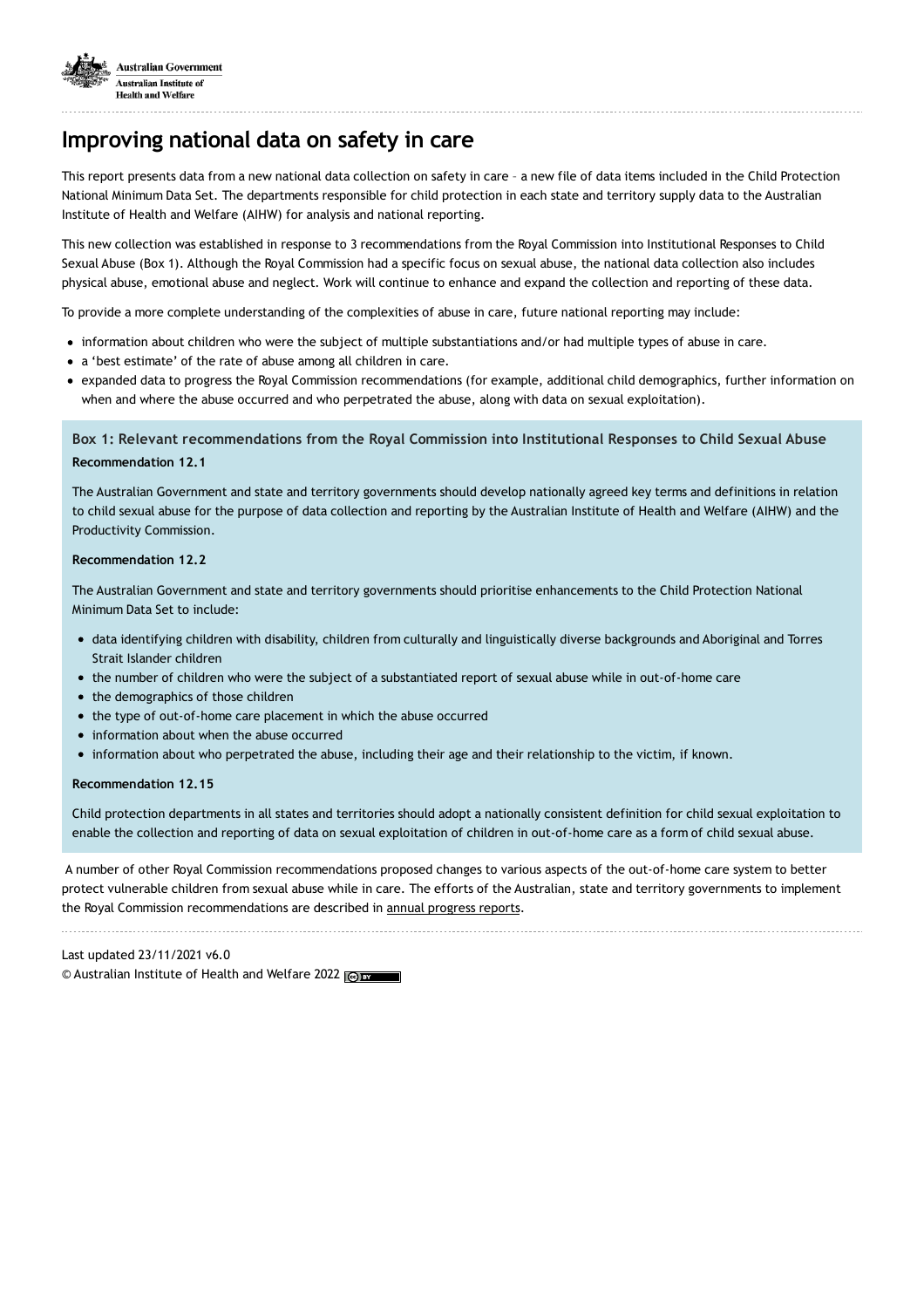# Improving national data on safety in care

This report presents data from a new national data collection on safety in care – a new file of data items included in the Child Protection National Minimum Data Set. The departments responsible for child protection in each state and territory supply data to the Australian Institute of Health and Welfare (AIHW) for analysis and national reporting.

This new collection was established in response to 3 recommendations from the Royal Commission into Institutional Responses to Child Sexual Abuse (Box 1). Although the Royal Commission had a specific focus on sexual abuse, the national data collection also includes physical abuse, emotional abuse and neglect. Work will continue to enhance and expand the collection and reporting of these data.

To provide a more complete understanding of the complexities of abuse in care, future national reporting may include:

- information about children who were the subject of multiple substantiations and/or had multiple types of abuse in care.
- a 'best estimate' of the rate of abuse among all children in care.
- expanded data to progress the Royal Commission recommendations (for example, additional child demographics, further information on when and where the abuse occurred and who perpetrated the abuse, along with data on sexual exploitation).

### Box 1: Relevant recommendations from the Royal Commission into Institutional Responses to Child Sexual Abuse

**Recommendation 12.1**

The Australian Government and state and territory governments should develop nationally agreed key terms and definitions in relation to child sexual abuse for the purpose of data collection and reporting by the Australian Institute of Health and Welfare (AIHW) and the Productivity Commission.

**Recommendation 12.2**

The Australian Government and state and territory governments should prioritise enhancements to the Child Protection National Minimum Data Set to include:

- data identifying children with disability, children from culturally and linguistically diverse backgrounds and Aboriginal and Torres Strait Islander children
- the number of children who were the subject of a substantiated report of sexual abuse while in out-of-home care
- the demographics of those children
- the type of out-of-home care placement in which the abuse occurred
- information about when the abuse occurred
- information about who perpetrated the abuse, including their age and their relationship to the victim, if known.

**Recommendation 12.15**

Child protection departments in all states and territories should adopt a nationally consistent definition for child sexual exploitation to enable the collection and reporting of data on sexual exploitation of children in out-of-home care as a form of child sexual abuse.

A number of other Royal Commission recommendations proposed changes to various aspects of the out-of-home care system to better protect vulnerable children from sexual abuse while in care. The efforts of the Australian, state and territory governments to implement the Royal Commission recommendations are described in annual progress reports.

Last updated 23/11/2021 v6.0

© Australian Institute of Health and Welfare 2022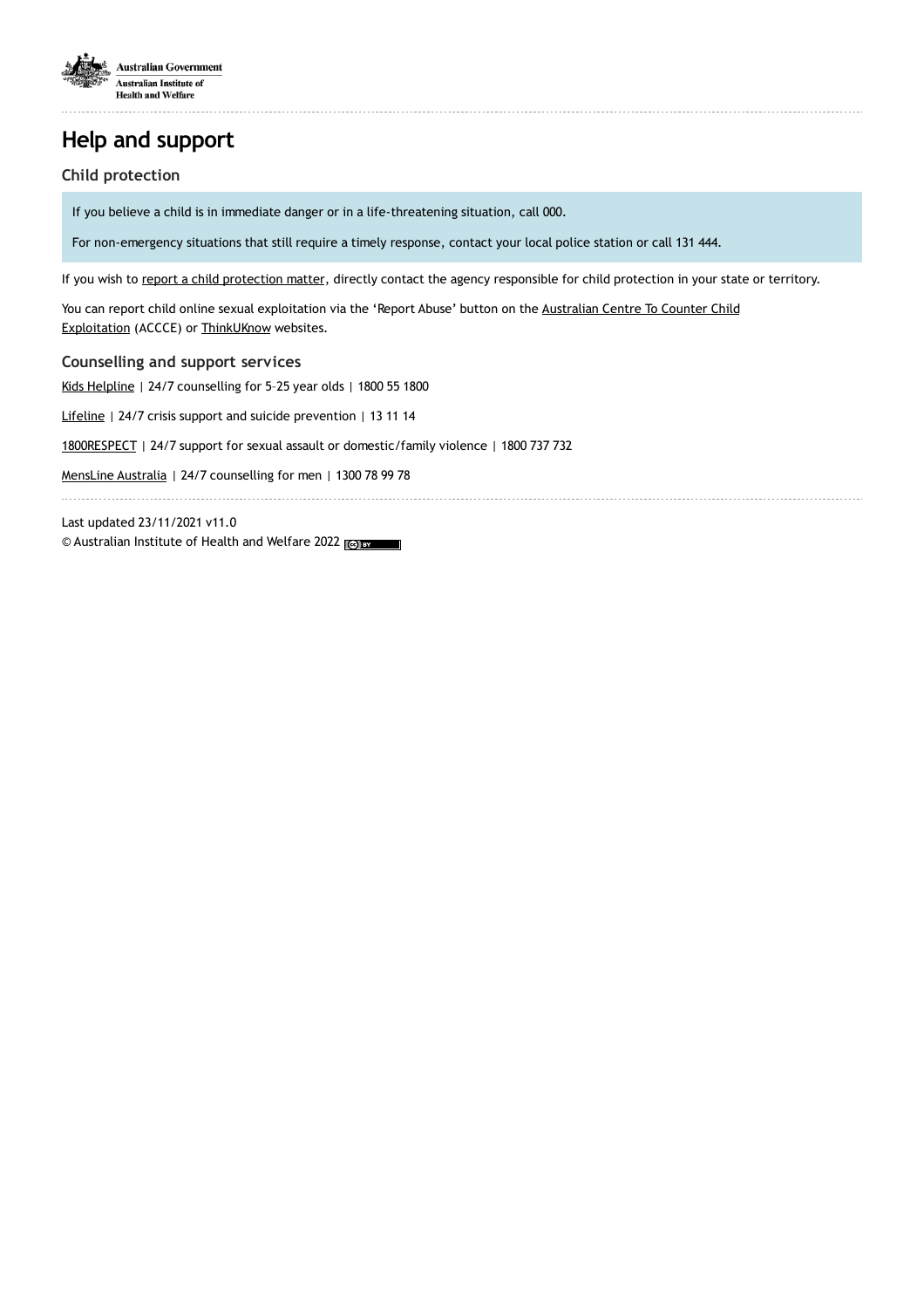# Help and support

### Child protection

If you believe a child is in immediate danger or in a life-threatening situation, call 000.

For non-emergency situations that still require a timely response, contact your local police station or call 131 444.

If you wish to report a child protection matter, directly contact the agency responsible for child protection in your state or territory.

You can report child online sexual exploitation via the 'Report Abuse' button on the Australian Centre To Counter Child Exploitation (ACCCE) or ThinkUKnow websites.

### Counselling and support services

Kids Helpline | 24/7 counselling for 5–25 year olds | 1800 55 1800

Lifeline | 24/7 crisis support and suicide prevention | 13 11 14

1800RESPECT | 24/7 support for sexual assault or domestic/family violence | 1800 737 732

MensLine Australia | 24/7 counselling for men | 1300 78 99 78

Last updated 23/11/2021 v11.0
© Australian Institute of Health and Welfare 2022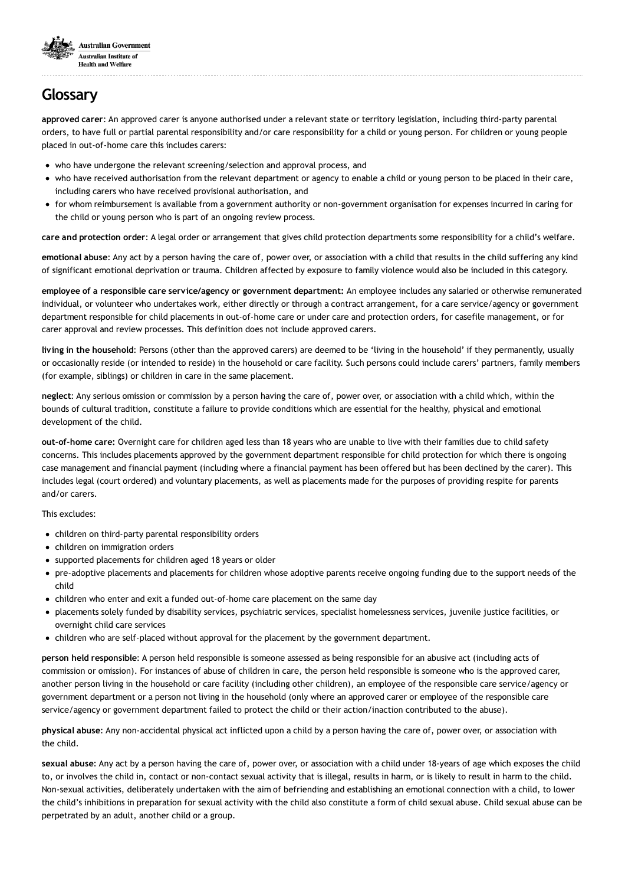# Glossary

**approved carer**: An approved carer is anyone authorised under a relevant state or territory legislation, including third-party parental orders, to have full or partial parental responsibility and/or care responsibility for a child or young person. For children or young people placed in out-of-home care this includes carers:

- who have undergone the relevant screening/selection and approval process, and
- who have received authorisation from the relevant department or agency to enable a child or young person to be placed in their care, including carers who have received provisional authorisation, and
- for whom reimbursement is available from a government authority or non-government organisation for expenses incurred in caring for the child or young person who is part of an ongoing review process.

**care and protection order**: A legal order or arrangement that gives child protection departments some responsibility for a child's welfare.

**emotional abuse**: Any act by a person having the care of, power over, or association with a child that results in the child suffering any kind of significant emotional deprivation or trauma. Children affected by exposure to family violence would also be included in this category.

**employee of a responsible care service/agency or government department:** An employee includes any salaried or otherwise remunerated individual, or volunteer who undertakes work, either directly or through a contract arrangement, for a care service/agency or government department responsible for child placements in out-of-home care or under care and protection orders, for casefile management, or for carer approval and review processes. This definition does not include approved carers.

**living in the household**: Persons (other than the approved carers) are deemed to be 'living in the household' if they permanently, usually or occasionally reside (or intended to reside) in the household or care facility. Such persons could include carers' partners, family members (for example, siblings) or children in care in the same placement.

**neglect**: Any serious omission or commission by a person having the care of, power over, or association with a child which, within the bounds of cultural tradition, constitute a failure to provide conditions which are essential for the healthy, physical and emotional development of the child.

**out-of-home care:** Overnight care for children aged less than 18 years who are unable to live with their families due to child safety concerns. This includes placements approved by the government department responsible for child protection for which there is ongoing case management and financial payment (including where a financial payment has been offered but has been declined by the carer). This includes legal (court ordered) and voluntary placements, as well as placements made for the purposes of providing respite for parents and/or carers.

This excludes:

- children on third-party parental responsibility orders
- children on immigration orders
- supported placements for children aged 18 years or older
- pre-adoptive placements and placements for children whose adoptive parents receive ongoing funding due to the support needs of the child
- children who enter and exit a funded out-of-home care placement on the same day
- placements solely funded by disability services, psychiatric services, specialist homelessness services, juvenile justice facilities, or overnight child care services
- children who are self-placed without approval for the placement by the government department.

**person held responsible**: A person held responsible is someone assessed as being responsible for an abusive act (including acts of commission or omission). For instances of abuse of children in care, the person held responsible is someone who is the approved carer, another person living in the household or care facility (including other children), an employee of the responsible care service/agency or government department or a person not living in the household (only where an approved carer or employee of the responsible care service/agency or government department failed to protect the child or their action/inaction contributed to the abuse).

**physical abuse**: Any non-accidental physical act inflicted upon a child by a person having the care of, power over, or association with the child.

**sexual abuse**: Any act by a person having the care of, power over, or association with a child under 18-years of age which exposes the child to, or involves the child in, contact or non-contact sexual activity that is illegal, results in harm, or is likely to result in harm to the child. Non-sexual activities, deliberately undertaken with the aim of befriending and establishing an emotional connection with a child, to lower the child's inhibitions in preparation for sexual activity with the child also constitute a form of child sexual abuse. Child sexual abuse can be perpetrated by an adult, another child or a group.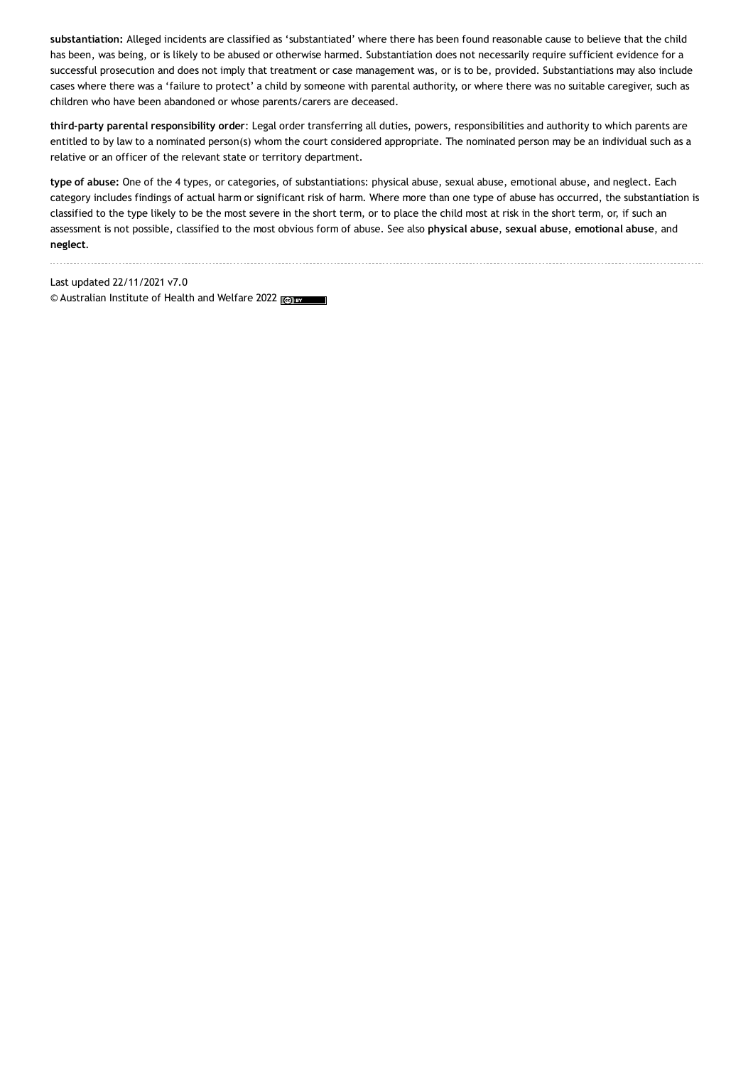**substantiation:** Alleged incidents are classified as 'substantiated' where there has been found reasonable cause to believe that the child has been, was being, or is likely to be abused or otherwise harmed. Substantiation does not necessarily require sufficient evidence for a successful prosecution and does not imply that treatment or case management was, or is to be, provided. Substantiations may also include cases where there was a 'failure to protect' a child by someone with parental authority, or where there was no suitable caregiver, such as children who have been abandoned or whose parents/carers are deceased.

**third-party parental responsibility order**: Legal order transferring all duties, powers, responsibilities and authority to which parents are entitled to by law to a nominated person(s) whom the court considered appropriate. The nominated person may be an individual such as a relative or an officer of the relevant state or territory department.

**type of abuse:** One of the 4 types, or categories, of substantiations: physical abuse, sexual abuse, emotional abuse, and neglect. Each category includes findings of actual harm or significant risk of harm. Where more than one type of abuse has occurred, the substantiation is classified to the type likely to be the most severe in the short term, or to place the child most at risk in the short term, or, if such an assessment is not possible, classified to the most obvious form of abuse. See also **physical abuse**, **sexual abuse**, **emotional abuse**, and **neglect**.

Last updated 22/11/2021 v7.0
© Australian Institute of Health and Welfare 2022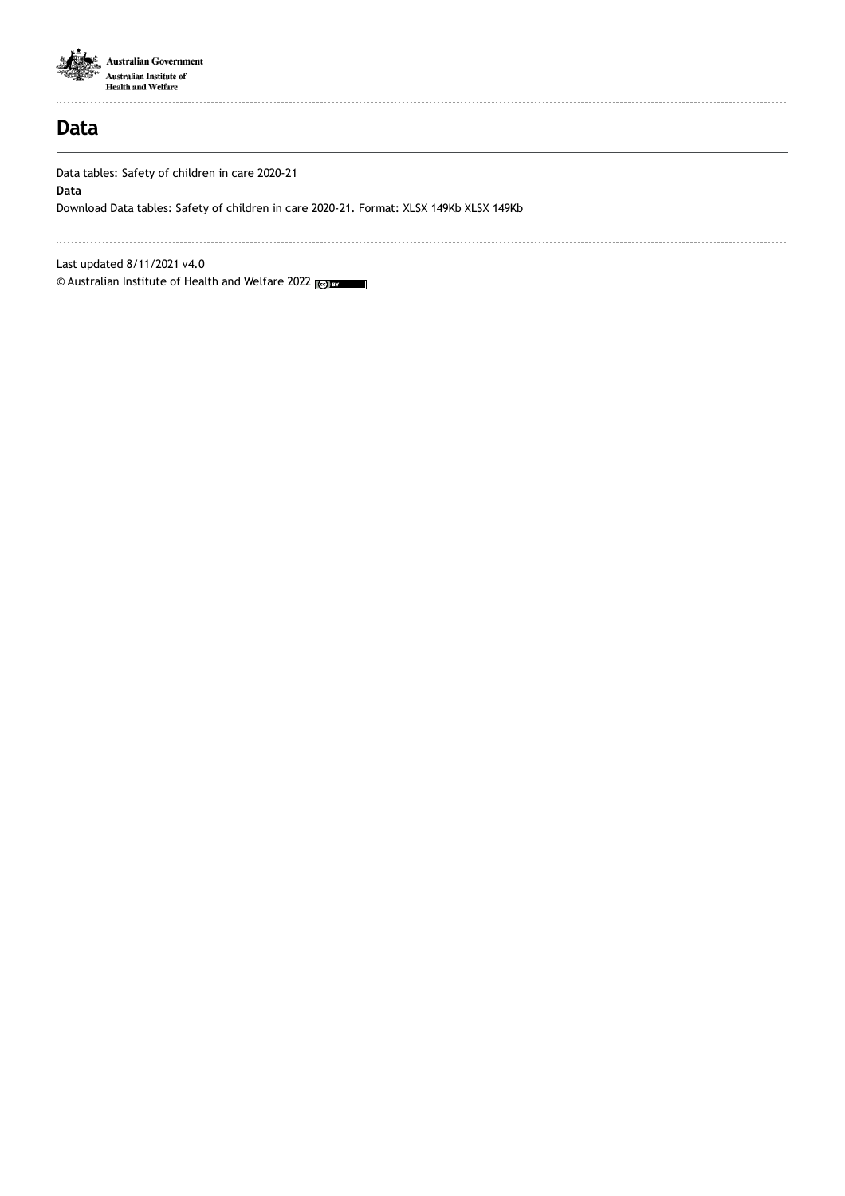# Data

Data tables: Safety of children in care 2020-21

**Data**

Download Data tables: Safety of children in care 2020-21. Format: XLSX 149Kb XLSX 149Kb

Last updated 8/11/2021 v4.0

© Australian Institute of Health and Welfare 2022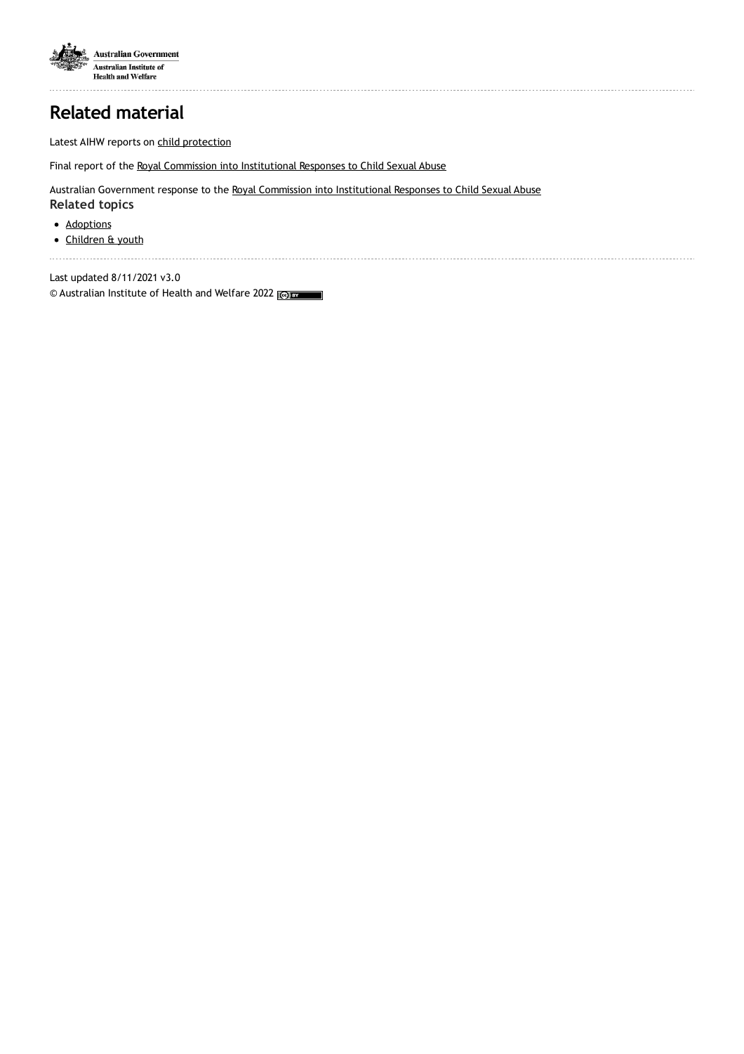## Related material

Latest AIHW reports on child protection

Final report of the Royal Commission into Institutional Responses to Child Sexual Abuse

Australian Government response to the Royal Commission into Institutional Responses to Child Sexual Abuse

### Related topics

- Adoptions
- Children & youth

Last updated 8/11/2021 v3.0

© Australian Institute of Health and Welfare 2022